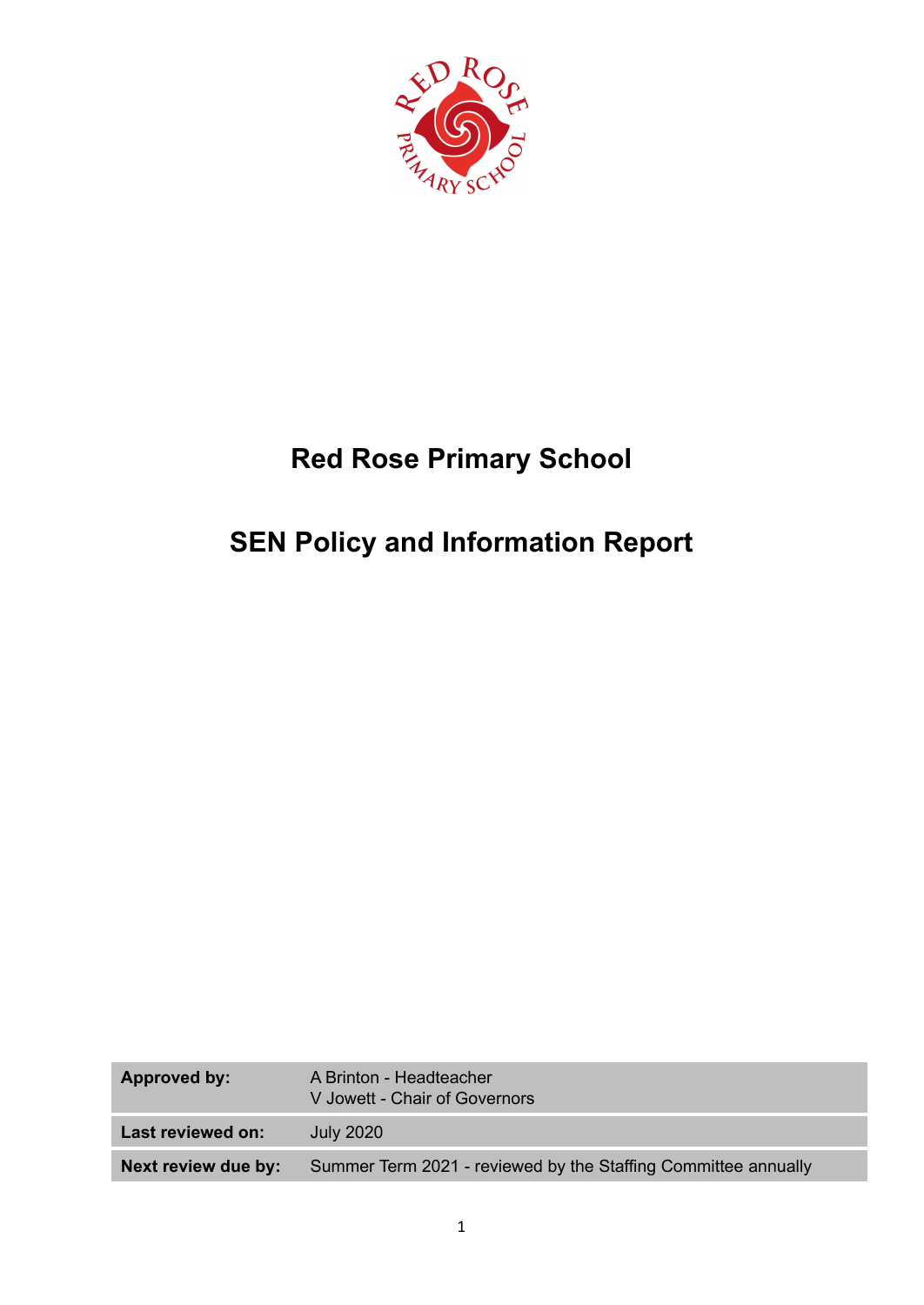# Red Rose Primary School

# SEN Policy and Information Report

| Approved by: | A Brinton - Headteacher<br>V Jowett - Chair of Governors |
|---|---|
| Last reviewed on: | July 2020 |
| Next review due by: | Summer Term 2021 - reviewed by the Staffing Committee annually |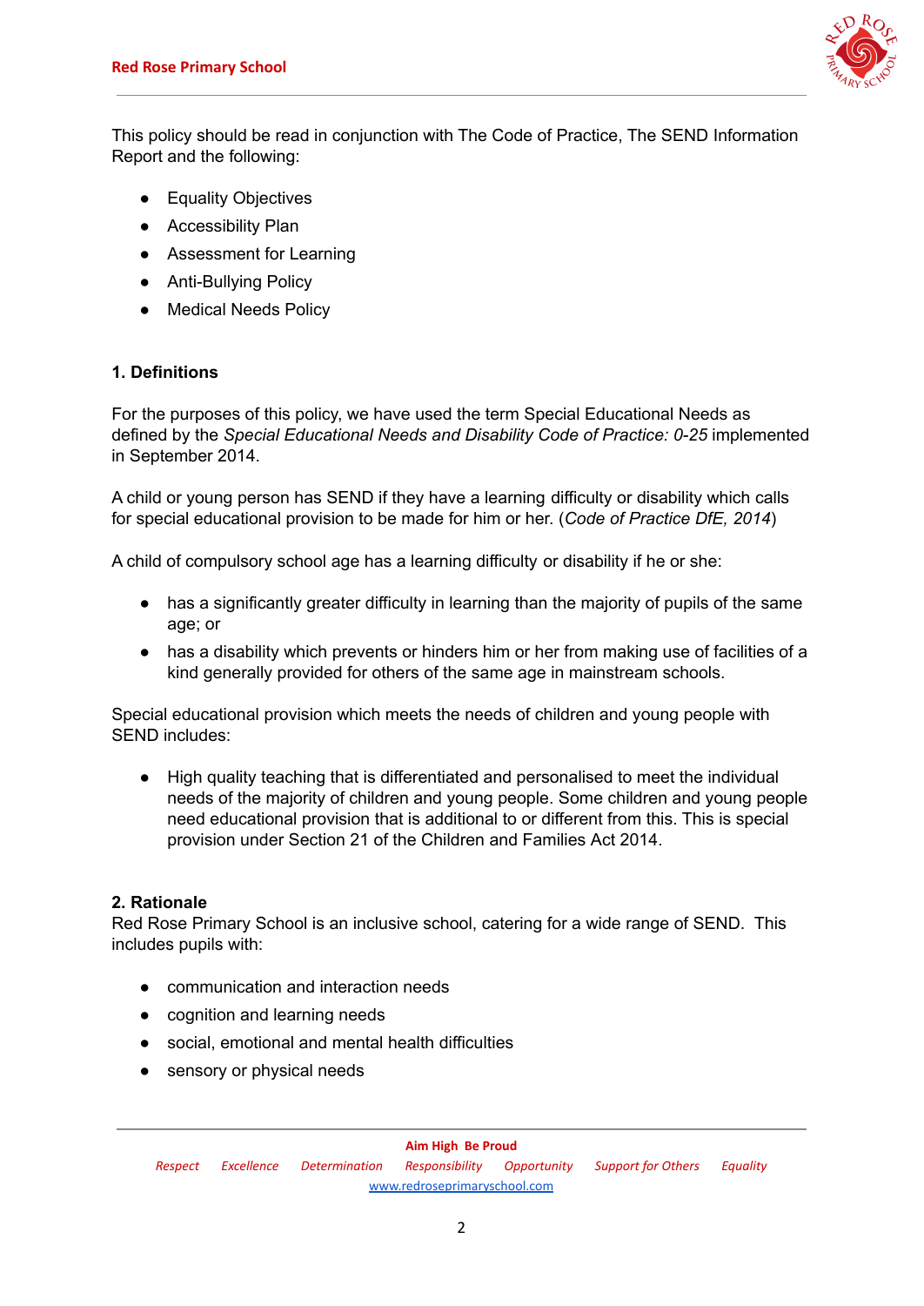This policy should be read in conjunction with The Code of Practice, The SEND Information Report and the following:

- Equality Objectives
- Accessibility Plan
- Assessment for Learning
- Anti-Bullying Policy
- Medical Needs Policy

## 1. Definitions

For the purposes of this policy, we have used the term Special Educational Needs as defined by the *Special Educational Needs and Disability Code of Practice: 0-25* implemented in September 2014.

A child or young person has SEND if they have a learning difficulty or disability which calls for special educational provision to be made for him or her. (*Code of Practice DfE, 2014*)

A child of compulsory school age has a learning difficulty or disability if he or she:

- has a significantly greater difficulty in learning than the majority of pupils of the same age; or
- has a disability which prevents or hinders him or her from making use of facilities of a kind generally provided for others of the same age in mainstream schools.

Special educational provision which meets the needs of children and young people with SEND includes:

- High quality teaching that is differentiated and personalised to meet the individual needs of the majority of children and young people. Some children and young people need educational provision that is additional to or different from this. This is special provision under Section 21 of the Children and Families Act 2014.

## 2. Rationale

Red Rose Primary School is an inclusive school, catering for a wide range of SEND. This includes pupils with:

- communication and interaction needs
- cognition and learning needs
- social, emotional and mental health difficulties
- sensory or physical needs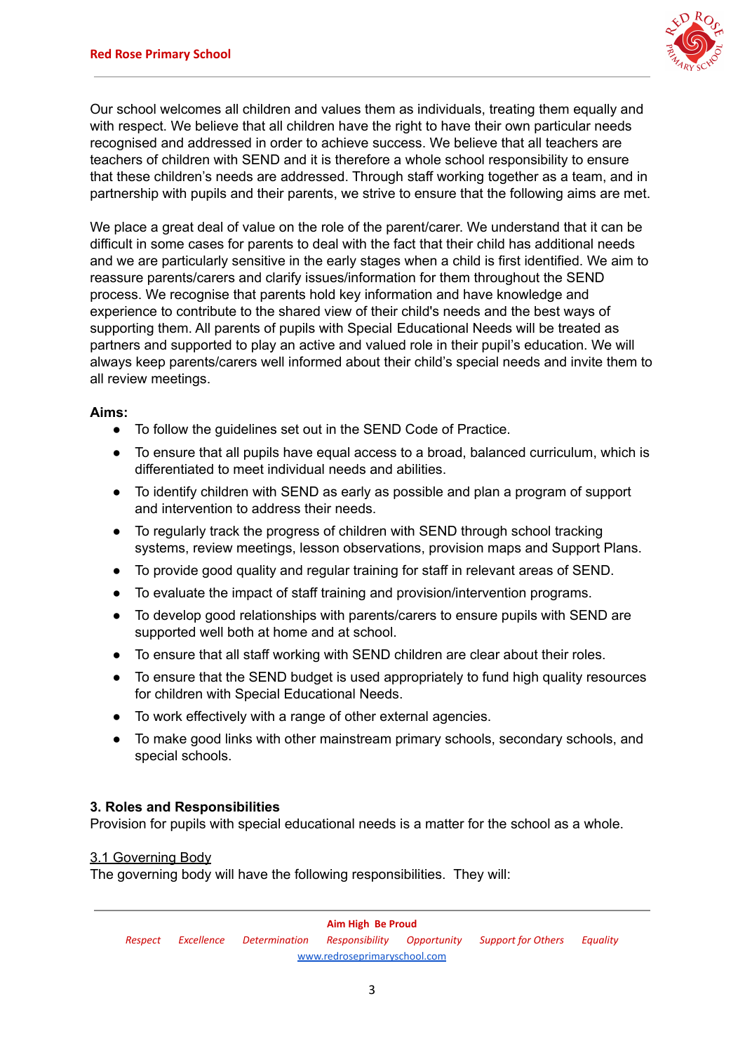Our school welcomes all children and values them as individuals, treating them equally and with respect. We believe that all children have the right to have their own particular needs recognised and addressed in order to achieve success. We believe that all teachers are teachers of children with SEND and it is therefore a whole school responsibility to ensure that these children's needs are addressed. Through staff working together as a team, and in partnership with pupils and their parents, we strive to ensure that the following aims are met.

We place a great deal of value on the role of the parent/carer. We understand that it can be difficult in some cases for parents to deal with the fact that their child has additional needs and we are particularly sensitive in the early stages when a child is first identified. We aim to reassure parents/carers and clarify issues/information for them throughout the SEND process. We recognise that parents hold key information and have knowledge and experience to contribute to the shared view of their child's needs and the best ways of supporting them. All parents of pupils with Special Educational Needs will be treated as partners and supported to play an active and valued role in their pupil's education. We will always keep parents/carers well informed about their child's special needs and invite them to all review meetings.

**Aims:**

- To follow the guidelines set out in the SEND Code of Practice.
- To ensure that all pupils have equal access to a broad, balanced curriculum, which is differentiated to meet individual needs and abilities.
- To identify children with SEND as early as possible and plan a program of support and intervention to address their needs.
- To regularly track the progress of children with SEND through school tracking systems, review meetings, lesson observations, provision maps and Support Plans.
- To provide good quality and regular training for staff in relevant areas of SEND.
- To evaluate the impact of staff training and provision/intervention programs.
- To develop good relationships with parents/carers to ensure pupils with SEND are supported well both at home and at school.
- To ensure that all staff working with SEND children are clear about their roles.
- To ensure that the SEND budget is used appropriately to fund high quality resources for children with Special Educational Needs.
- To work effectively with a range of other external agencies.
- To make good links with other mainstream primary schools, secondary schools, and special schools.

## 3. Roles and Responsibilities

Provision for pupils with special educational needs is a matter for the school as a whole.

### 3.1 Governing Body

The governing body will have the following responsibilities. They will: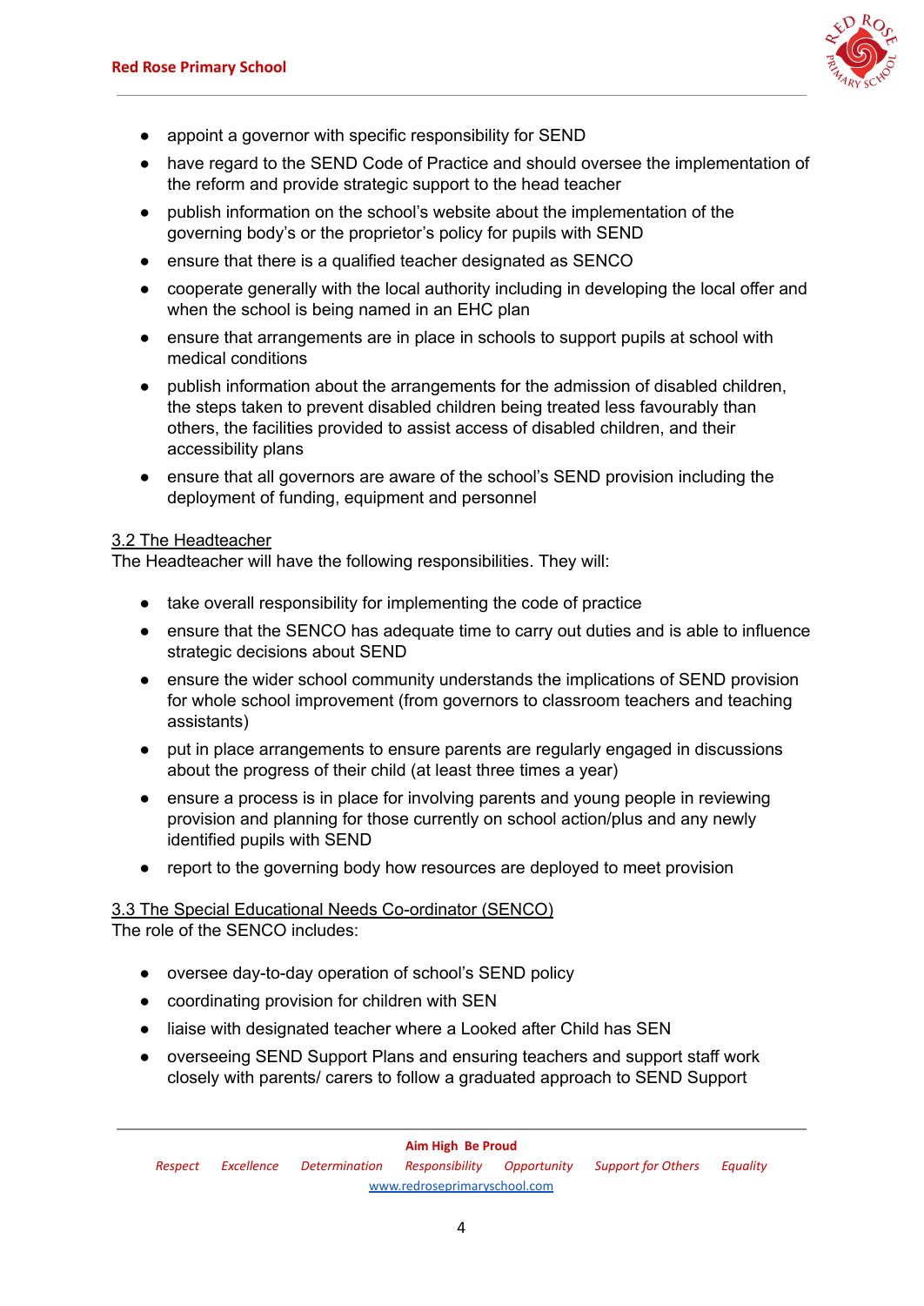- appoint a governor with specific responsibility for SEND
- have regard to the SEND Code of Practice and should oversee the implementation of the reform and provide strategic support to the head teacher
- publish information on the school's website about the implementation of the governing body's or the proprietor's policy for pupils with SEND
- ensure that there is a qualified teacher designated as SENCO
- cooperate generally with the local authority including in developing the local offer and when the school is being named in an EHC plan
- ensure that arrangements are in place in schools to support pupils at school with medical conditions
- publish information about the arrangements for the admission of disabled children, the steps taken to prevent disabled children being treated less favourably than others, the facilities provided to assist access of disabled children, and their accessibility plans
- ensure that all governors are aware of the school's SEND provision including the deployment of funding, equipment and personnel

### 3.2 The Headteacher

The Headteacher will have the following responsibilities. They will:

- take overall responsibility for implementing the code of practice
- ensure that the SENCO has adequate time to carry out duties and is able to influence strategic decisions about SEND
- ensure the wider school community understands the implications of SEND provision for whole school improvement (from governors to classroom teachers and teaching assistants)
- put in place arrangements to ensure parents are regularly engaged in discussions about the progress of their child (at least three times a year)
- ensure a process is in place for involving parents and young people in reviewing provision and planning for those currently on school action/plus and any newly identified pupils with SEND
- report to the governing body how resources are deployed to meet provision

### 3.3 The Special Educational Needs Co-ordinator (SENCO)

The role of the SENCO includes:

- oversee day-to-day operation of school's SEND policy
- coordinating provision for children with SEN
- liaise with designated teacher where a Looked after Child has SEN
- overseeing SEND Support Plans and ensuring teachers and support staff work closely with parents/ carers to follow a graduated approach to SEND Support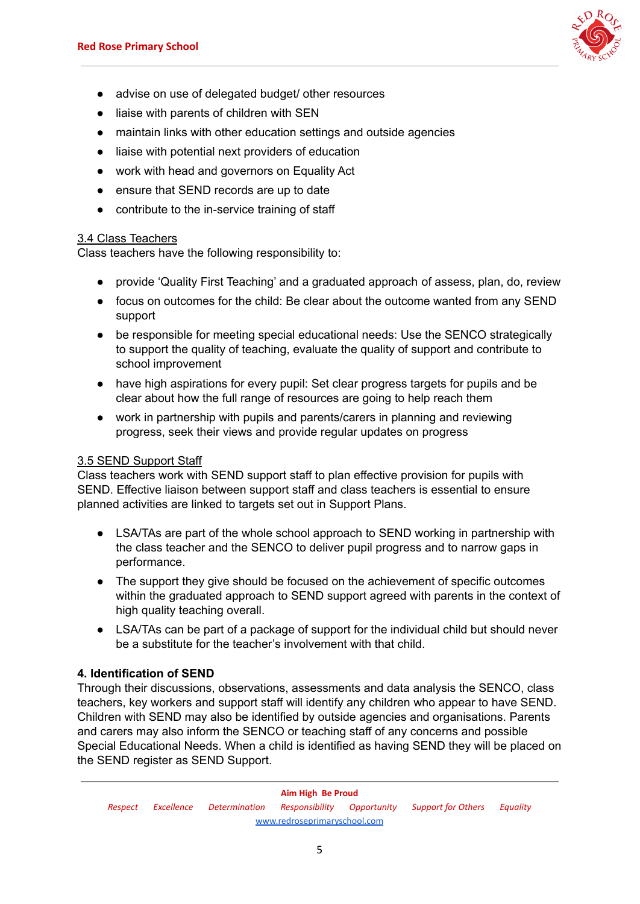- advise on use of delegated budget/ other resources
- liaise with parents of children with SEN
- maintain links with other education settings and outside agencies
- liaise with potential next providers of education
- work with head and governors on Equality Act
- ensure that SEND records are up to date
- contribute to the in-service training of staff

### 3.4 Class Teachers

Class teachers have the following responsibility to:

- provide 'Quality First Teaching' and a graduated approach of assess, plan, do, review
- focus on outcomes for the child: Be clear about the outcome wanted from any SEND support
- be responsible for meeting special educational needs: Use the SENCO strategically to support the quality of teaching, evaluate the quality of support and contribute to school improvement
- have high aspirations for every pupil: Set clear progress targets for pupils and be clear about how the full range of resources are going to help reach them
- work in partnership with pupils and parents/carers in planning and reviewing progress, seek their views and provide regular updates on progress

### 3.5 SEND Support Staff

Class teachers work with SEND support staff to plan effective provision for pupils with SEND. Effective liaison between support staff and class teachers is essential to ensure planned activities are linked to targets set out in Support Plans.

- LSA/TAs are part of the whole school approach to SEND working in partnership with the class teacher and the SENCO to deliver pupil progress and to narrow gaps in performance.
- The support they give should be focused on the achievement of specific outcomes within the graduated approach to SEND support agreed with parents in the context of high quality teaching overall.
- LSA/TAs can be part of a package of support for the individual child but should never be a substitute for the teacher's involvement with that child.

## 4. Identification of SEND

Through their discussions, observations, assessments and data analysis the SENCO, class teachers, key workers and support staff will identify any children who appear to have SEND. Children with SEND may also be identified by outside agencies and organisations. Parents and carers may also inform the SENCO or teaching staff of any concerns and possible Special Educational Needs. When a child is identified as having SEND they will be placed on the SEND register as SEND Support.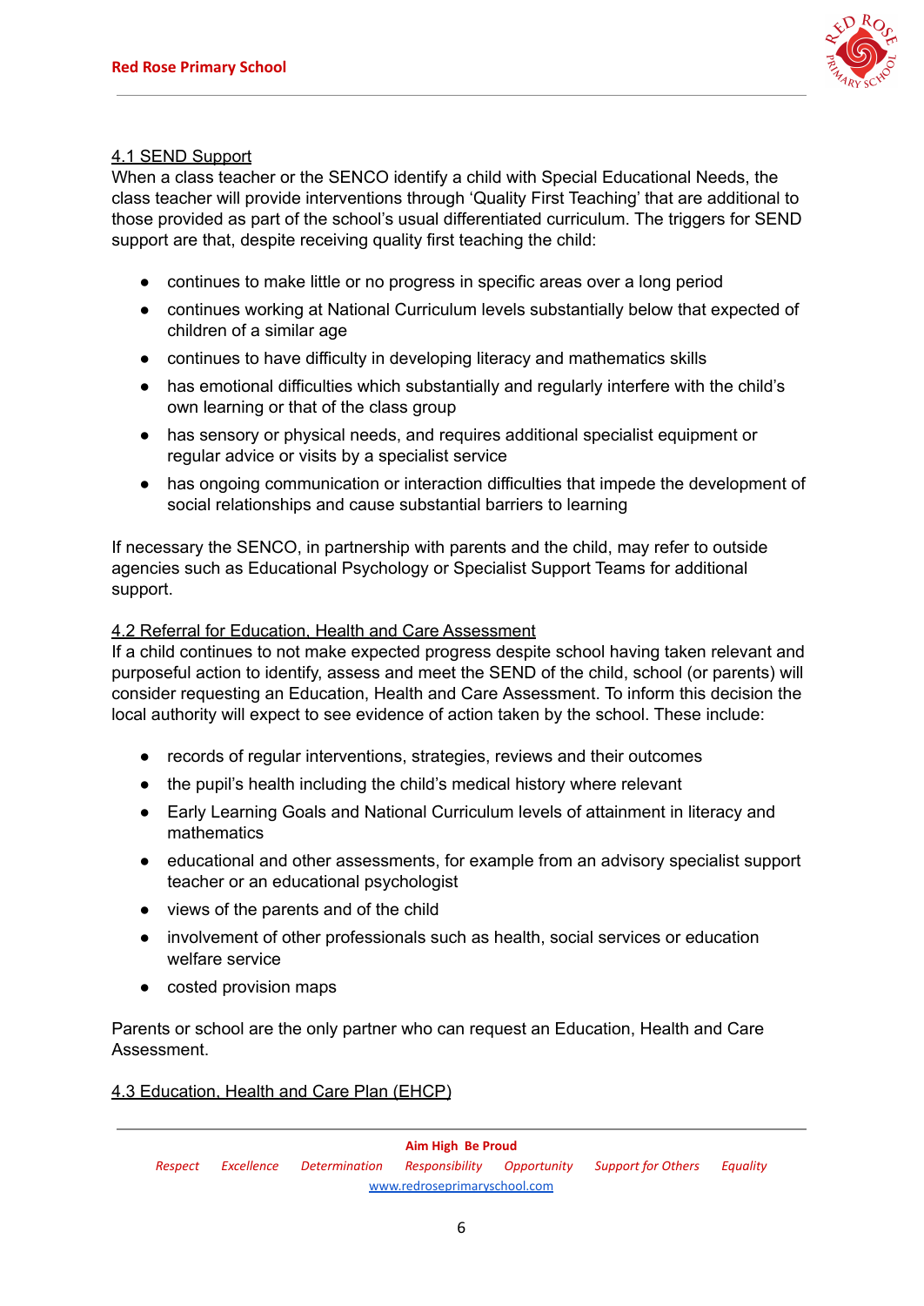### 4.1 SEND Support

When a class teacher or the SENCO identify a child with Special Educational Needs, the class teacher will provide interventions through 'Quality First Teaching' that are additional to those provided as part of the school's usual differentiated curriculum. The triggers for SEND support are that, despite receiving quality first teaching the child:

- continues to make little or no progress in specific areas over a long period
- continues working at National Curriculum levels substantially below that expected of children of a similar age
- continues to have difficulty in developing literacy and mathematics skills
- has emotional difficulties which substantially and regularly interfere with the child's own learning or that of the class group
- has sensory or physical needs, and requires additional specialist equipment or regular advice or visits by a specialist service
- has ongoing communication or interaction difficulties that impede the development of social relationships and cause substantial barriers to learning

If necessary the SENCO, in partnership with parents and the child, may refer to outside agencies such as Educational Psychology or Specialist Support Teams for additional support.

### 4.2 Referral for Education, Health and Care Assessment

If a child continues to not make expected progress despite school having taken relevant and purposeful action to identify, assess and meet the SEND of the child, school (or parents) will consider requesting an Education, Health and Care Assessment. To inform this decision the local authority will expect to see evidence of action taken by the school. These include:

- records of regular interventions, strategies, reviews and their outcomes
- the pupil's health including the child's medical history where relevant
- Early Learning Goals and National Curriculum levels of attainment in literacy and mathematics
- educational and other assessments, for example from an advisory specialist support teacher or an educational psychologist
- views of the parents and of the child
- involvement of other professionals such as health, social services or education welfare service
- costed provision maps

Parents or school are the only partner who can request an Education, Health and Care Assessment.

### 4.3 Education, Health and Care Plan (EHCP)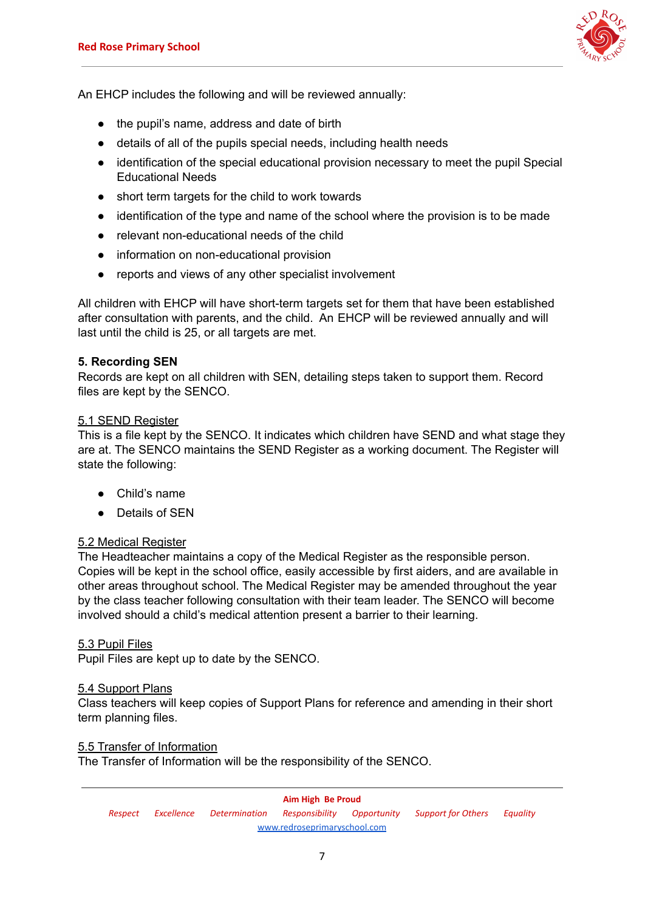An EHCP includes the following and will be reviewed annually:

- the pupil's name, address and date of birth
- details of all of the pupils special needs, including health needs
- identification of the special educational provision necessary to meet the pupil Special Educational Needs
- short term targets for the child to work towards
- identification of the type and name of the school where the provision is to be made
- relevant non-educational needs of the child
- information on non-educational provision
- reports and views of any other specialist involvement

All children with EHCP will have short-term targets set for them that have been established after consultation with parents, and the child. An EHCP will be reviewed annually and will last until the child is 25, or all targets are met.

**5. Recording SEN**

Records are kept on all children with SEN, detailing steps taken to support them. Record files are kept by the SENCO.

5.1 SEND Register

This is a file kept by the SENCO. It indicates which children have SEND and what stage they are at. The SENCO maintains the SEND Register as a working document. The Register will state the following:

- Child's name
- Details of SEN

5.2 Medical Register

The Headteacher maintains a copy of the Medical Register as the responsible person. Copies will be kept in the school office, easily accessible by first aiders, and are available in other areas throughout school. The Medical Register may be amended throughout the year by the class teacher following consultation with their team leader. The SENCO will become involved should a child's medical attention present a barrier to their learning.

5.3 Pupil Files

Pupil Files are kept up to date by the SENCO.

5.4 Support Plans

Class teachers will keep copies of Support Plans for reference and amending in their short term planning files.

5.5 Transfer of Information

The Transfer of Information will be the responsibility of the SENCO.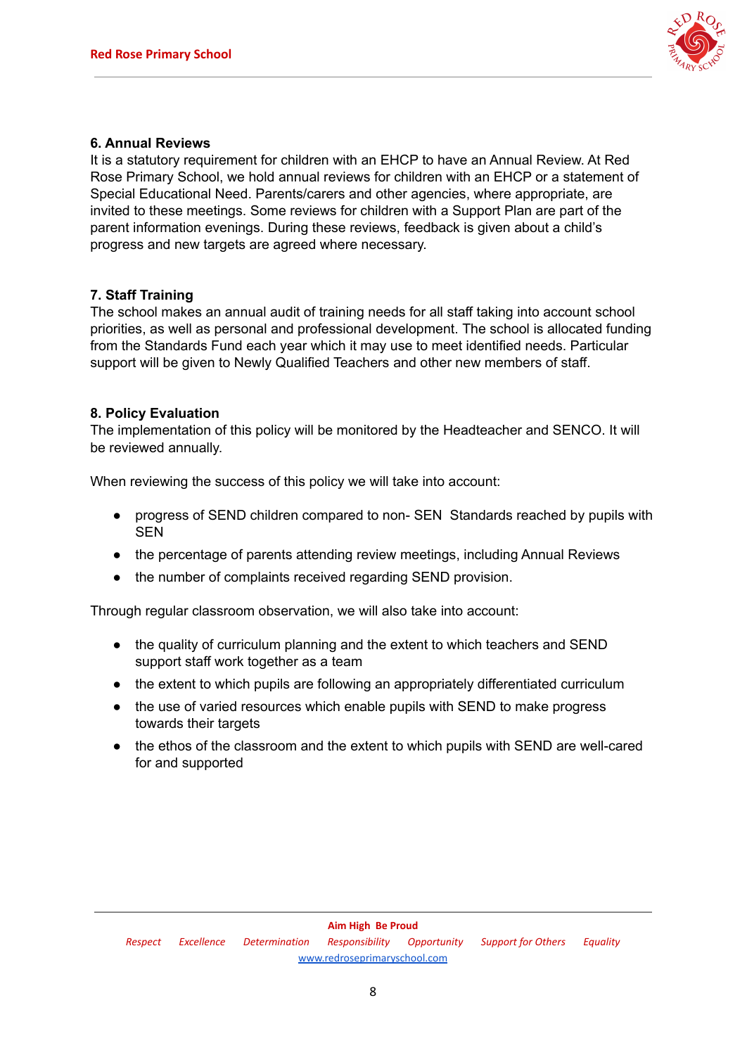### 6. Annual Reviews

It is a statutory requirement for children with an EHCP to have an Annual Review. At Red Rose Primary School, we hold annual reviews for children with an EHCP or a statement of Special Educational Need. Parents/carers and other agencies, where appropriate, are invited to these meetings. Some reviews for children with a Support Plan are part of the parent information evenings. During these reviews, feedback is given about a child's progress and new targets are agreed where necessary.

### 7. Staff Training

The school makes an annual audit of training needs for all staff taking into account school priorities, as well as personal and professional development. The school is allocated funding from the Standards Fund each year which it may use to meet identified needs. Particular support will be given to Newly Qualified Teachers and other new members of staff.

### 8. Policy Evaluation

The implementation of this policy will be monitored by the Headteacher and SENCO. It will be reviewed annually.

When reviewing the success of this policy we will take into account:

- progress of SEND children compared to non- SEN  Standards reached by pupils with SEN
- the percentage of parents attending review meetings, including Annual Reviews
- the number of complaints received regarding SEND provision.

Through regular classroom observation, we will also take into account:

- the quality of curriculum planning and the extent to which teachers and SEND support staff work together as a team
- the extent to which pupils are following an appropriately differentiated curriculum
- the use of varied resources which enable pupils with SEND to make progress towards their targets
- the ethos of the classroom and the extent to which pupils with SEND are well-cared for and supported